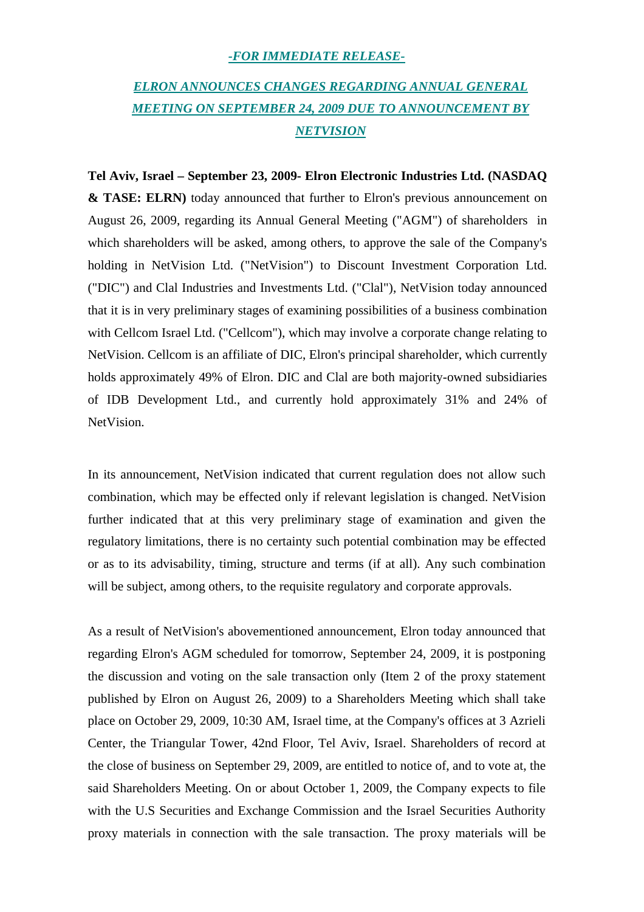***-FOR IMMEDIATE RELEASE-***

# ***ELRON ANNOUNCES CHANGES REGARDING ANNUAL GENERAL MEETING ON SEPTEMBER 24, 2009 DUE TO ANNOUNCEMENT BY NETVISION***

**Tel Aviv, Israel – September 23, 2009- Elron Electronic Industries Ltd. (NASDAQ & TASE: ELRN)** today announced that further to Elron's previous announcement on August 26, 2009, regarding its Annual General Meeting ("AGM") of shareholders in which shareholders will be asked, among others, to approve the sale of the Company's holding in NetVision Ltd. ("NetVision") to Discount Investment Corporation Ltd. ("DIC") and Clal Industries and Investments Ltd. ("Clal"), NetVision today announced that it is in very preliminary stages of examining possibilities of a business combination with Cellcom Israel Ltd. ("Cellcom"), which may involve a corporate change relating to NetVision. Cellcom is an affiliate of DIC, Elron's principal shareholder, which currently holds approximately 49% of Elron. DIC and Clal are both majority-owned subsidiaries of IDB Development Ltd., and currently hold approximately 31% and 24% of NetVision.

In its announcement, NetVision indicated that current regulation does not allow such combination, which may be effected only if relevant legislation is changed. NetVision further indicated that at this very preliminary stage of examination and given the regulatory limitations, there is no certainty such potential combination may be effected or as to its advisability, timing, structure and terms (if at all). Any such combination will be subject, among others, to the requisite regulatory and corporate approvals.

As a result of NetVision's abovementioned announcement, Elron today announced that regarding Elron's AGM scheduled for tomorrow, September 24, 2009, it is postponing the discussion and voting on the sale transaction only (Item 2 of the proxy statement published by Elron on August 26, 2009) to a Shareholders Meeting which shall take place on October 29, 2009, 10:30 AM, Israel time, at the Company's offices at 3 Azrieli Center, the Triangular Tower, 42nd Floor, Tel Aviv, Israel. Shareholders of record at the close of business on September 29, 2009, are entitled to notice of, and to vote at, the said Shareholders Meeting. On or about October 1, 2009, the Company expects to file with the U.S Securities and Exchange Commission and the Israel Securities Authority proxy materials in connection with the sale transaction. The proxy materials will be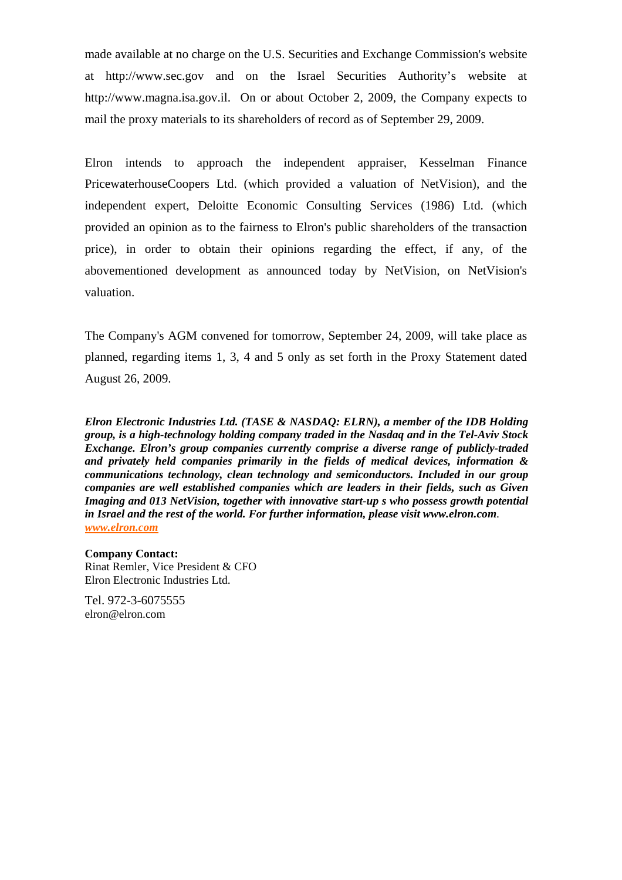made available at no charge on the U.S. Securities and Exchange Commission's website at http://www.sec.gov and on the Israel Securities Authority's website at http://www.magna.isa.gov.il. On or about October 2, 2009, the Company expects to mail the proxy materials to its shareholders of record as of September 29, 2009.

Elron intends to approach the independent appraiser, Kesselman Finance PricewaterhouseCoopers Ltd. (which provided a valuation of NetVision), and the independent expert, Deloitte Economic Consulting Services (1986) Ltd. (which provided an opinion as to the fairness to Elron's public shareholders of the transaction price), in order to obtain their opinions regarding the effect, if any, of the abovementioned development as announced today by NetVision, on NetVision's valuation.

The Company's AGM convened for tomorrow, September 24, 2009, will take place as planned, regarding items 1, 3, 4 and 5 only as set forth in the Proxy Statement dated August 26, 2009.

***Elron Electronic Industries Ltd. (TASE & NASDAQ: ELRN), a member of the IDB Holding group, is a high-technology holding company traded in the Nasdaq and in the Tel-Aviv Stock Exchange. Elron's group companies currently comprise a diverse range of publicly-traded and privately held companies primarily in the fields of medical devices, information & communications technology, clean technology and semiconductors. Included in our group companies are well established companies which are leaders in their fields, such as Given Imaging and 013 NetVision, together with innovative start-up s who possess growth potential in Israel and the rest of the world. For further information, please visit www.elron.com.*** ***www.elron.com***

**Company Contact:**
Rinat Remler, Vice President & CFO
Elron Electronic Industries Ltd.

Tel. 972-3-6075555
elron@elron.com